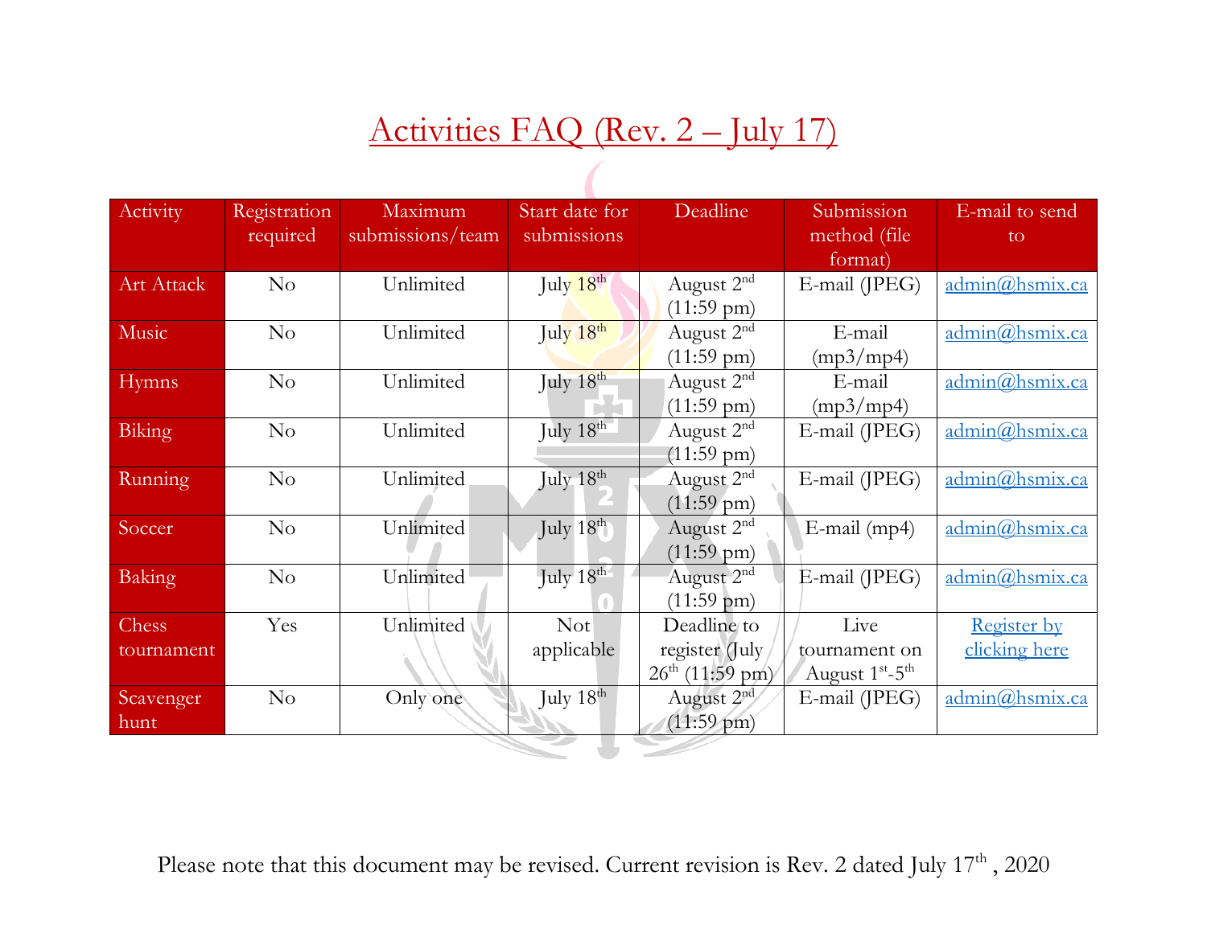# Activities FAQ (Rev. 2 – July 17)

| Activity | Registration required | Maximum submissions/team | Start date for submissions | Deadline | Submission method (file format) | E-mail to send to |
|---|---|---|---|---|---|---|
| Art Attack | No | Unlimited | July 18th | August 2nd (11:59 pm) | E-mail (JPEG) | admin@hsmix.ca |
| Music | No | Unlimited | July 18th | August 2nd (11:59 pm) | E-mail (mp3/mp4) | admin@hsmix.ca |
| Hymns | No | Unlimited | July 18th | August 2nd (11:59 pm) | E-mail (mp3/mp4) | admin@hsmix.ca |
| Biking | No | Unlimited | July 18th | August 2nd (11:59 pm) | E-mail (JPEG) | admin@hsmix.ca |
| Running | No | Unlimited | July 18th | August 2nd (11:59 pm) | E-mail (JPEG) | admin@hsmix.ca |
| Soccer | No | Unlimited | July 18th | August 2nd (11:59 pm) | E-mail (mp4) | admin@hsmix.ca |
| Baking | No | Unlimited | July 18th | August 2nd (11:59 pm) | E-mail (JPEG) | admin@hsmix.ca |
| Chess tournament | Yes | Unlimited | Not applicable | Deadline to register (July 26th (11:59 pm) | Live tournament on August 1st-5th | Register by clicking here |
| Scavenger hunt | No | Only one | July 18th | August 2nd (11:59 pm) | E-mail (JPEG) | admin@hsmix.ca |

Please note that this document may be revised. Current revision is Rev. 2 dated July 17th , 2020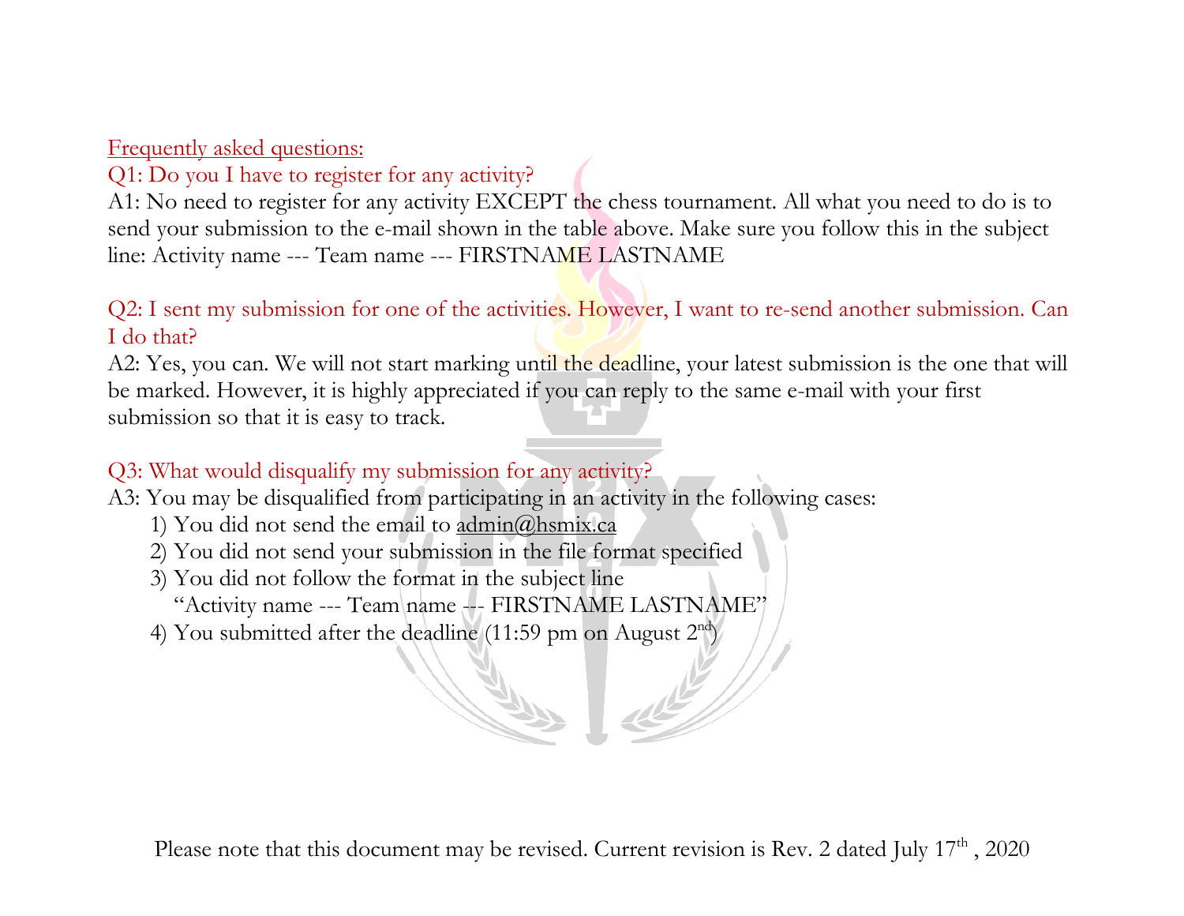Frequently asked questions:

Q1: Do you I have to register for any activity?

A1: No need to register for any activity EXCEPT the chess tournament. All what you need to do is to send your submission to the e-mail shown in the table above. Make sure you follow this in the subject line: Activity name --- Team name --- FIRSTNAME LASTNAME

Q2: I sent my submission for one of the activities. However, I want to re-send another submission. Can I do that?

A2: Yes, you can. We will not start marking until the deadline, your latest submission is the one that will be marked. However, it is highly appreciated if you can reply to the same e-mail with your first submission so that it is easy to track.

Q3: What would disqualify my submission for any activity?

A3: You may be disqualified from participating in an activity in the following cases:

1) You did not send the email to admin@hsmix.ca
2) You did not send your submission in the file format specified
3) You did not follow the format in the subject line "Activity name --- Team name --- FIRSTNAME LASTNAME"
4) You submitted after the deadline (11:59 pm on August 2nd)

Please note that this document may be revised. Current revision is Rev. 2 dated July 17th , 2020